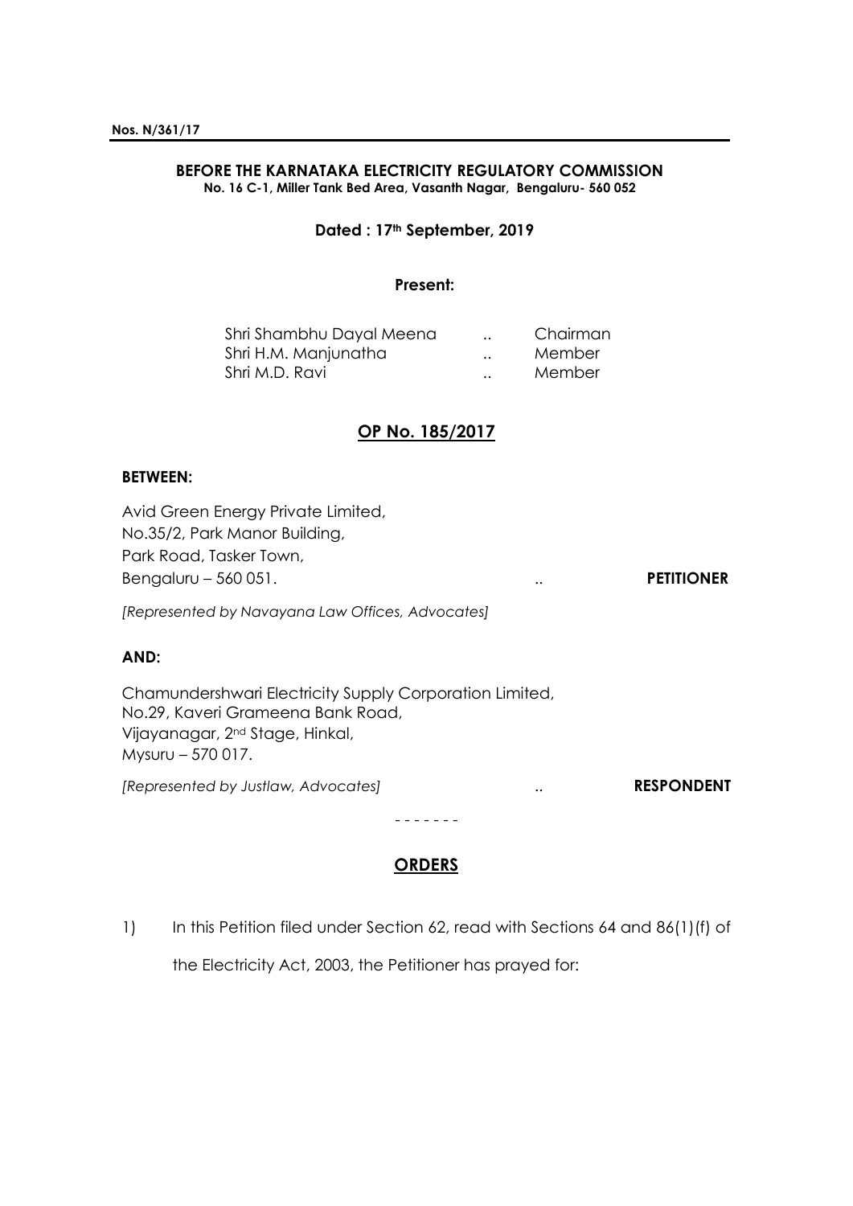**Nos. N/361/17**

**BEFORE THE KARNATAKA ELECTRICITY REGULATORY COMMISSION**
**No. 16 C-1, Miller Tank Bed Area, Vasanth Nagar, Bengaluru- 560 052**

**Dated : 17th September, 2019**

**Present:**

| | | |
|---|---|---|
| Shri Shambhu Dayal Meena | .. | Chairman |
| Shri H.M. Manjunatha | .. | Member |
| Shri M.D. Ravi | .. | Member |

## OP No. 185/2017

**BETWEEN:**

Avid Green Energy Private Limited,
No.35/2, Park Manor Building,
Park Road, Tasker Town,
Bengaluru – 560 051. .. **PETITIONER**

*[Represented by Navayana Law Offices, Advocates]*

**AND:**

Chamundershwari Electricity Supply Corporation Limited,
No.29, Kaveri Grameena Bank Road,
Vijayanagar, 2nd Stage, Hinkal,
Mysuru – 570 017.

*[Represented by Justlaw, Advocates]* .. **RESPONDENT**

\- - - - - - -

## ORDERS

1) In this Petition filed under Section 62, read with Sections 64 and 86(1)(f) of the Electricity Act, 2003, the Petitioner has prayed for: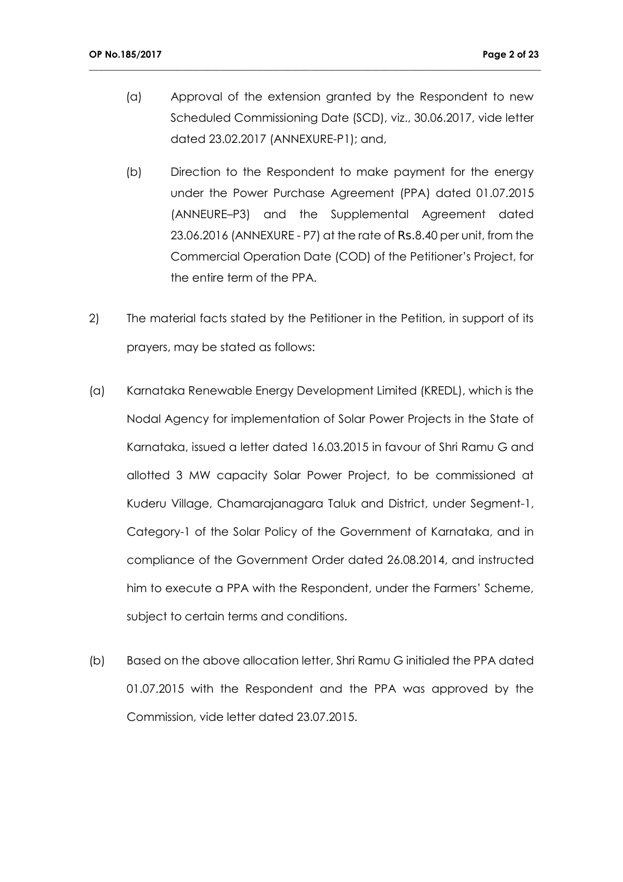(a) Approval of the extension granted by the Respondent to new Scheduled Commissioning Date (SCD), viz., 30.06.2017, vide letter dated 23.02.2017 (ANNEXURE-P1); and,

(b) Direction to the Respondent to make payment for the energy under the Power Purchase Agreement (PPA) dated 01.07.2015 (ANNEURE–P3) and the Supplemental Agreement dated 23.06.2016 (ANNEXURE - P7) at the rate of Rs.8.40 per unit, from the Commercial Operation Date (COD) of the Petitioner's Project, for the entire term of the PPA.

2) The material facts stated by the Petitioner in the Petition, in support of its prayers, may be stated as follows:

(a) Karnataka Renewable Energy Development Limited (KREDL), which is the Nodal Agency for implementation of Solar Power Projects in the State of Karnataka, issued a letter dated 16.03.2015 in favour of Shri Ramu G and allotted 3 MW capacity Solar Power Project, to be commissioned at Kuderu Village, Chamarajanagara Taluk and District, under Segment-1, Category-1 of the Solar Policy of the Government of Karnataka, and in compliance of the Government Order dated 26.08.2014, and instructed him to execute a PPA with the Respondent, under the Farmers' Scheme, subject to certain terms and conditions.

(b) Based on the above allocation letter, Shri Ramu G initialed the PPA dated 01.07.2015 with the Respondent and the PPA was approved by the Commission, vide letter dated 23.07.2015.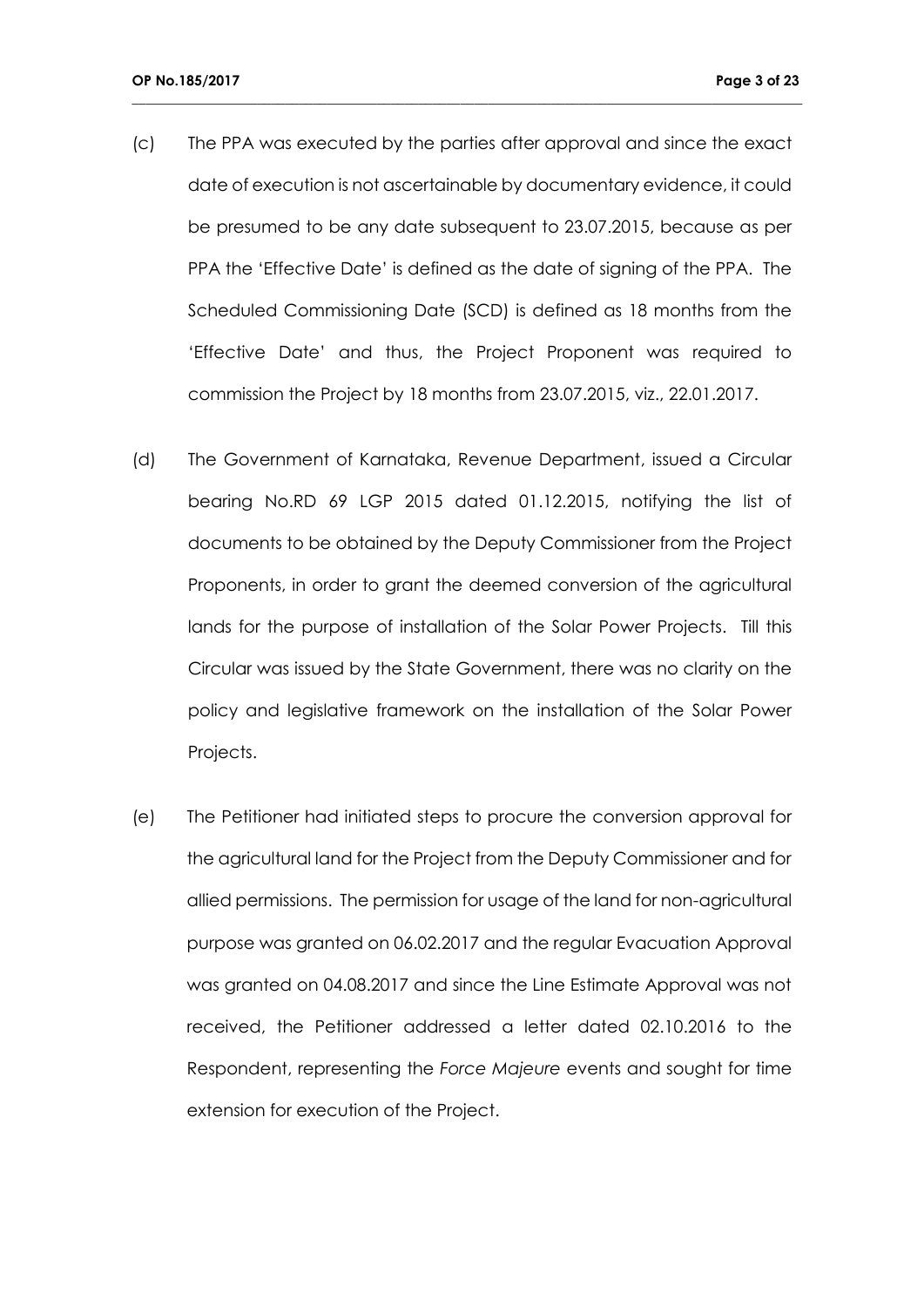(c) The PPA was executed by the parties after approval and since the exact date of execution is not ascertainable by documentary evidence, it could be presumed to be any date subsequent to 23.07.2015, because as per PPA the 'Effective Date' is defined as the date of signing of the PPA. The Scheduled Commissioning Date (SCD) is defined as 18 months from the 'Effective Date' and thus, the Project Proponent was required to commission the Project by 18 months from 23.07.2015, viz., 22.01.2017.

(d) The Government of Karnataka, Revenue Department, issued a Circular bearing No.RD 69 LGP 2015 dated 01.12.2015, notifying the list of documents to be obtained by the Deputy Commissioner from the Project Proponents, in order to grant the deemed conversion of the agricultural lands for the purpose of installation of the Solar Power Projects. Till this Circular was issued by the State Government, there was no clarity on the policy and legislative framework on the installation of the Solar Power Projects.

(e) The Petitioner had initiated steps to procure the conversion approval for the agricultural land for the Project from the Deputy Commissioner and for allied permissions. The permission for usage of the land for non-agricultural purpose was granted on 06.02.2017 and the regular Evacuation Approval was granted on 04.08.2017 and since the Line Estimate Approval was not received, the Petitioner addressed a letter dated 02.10.2016 to the Respondent, representing the *Force Majeure* events and sought for time extension for execution of the Project.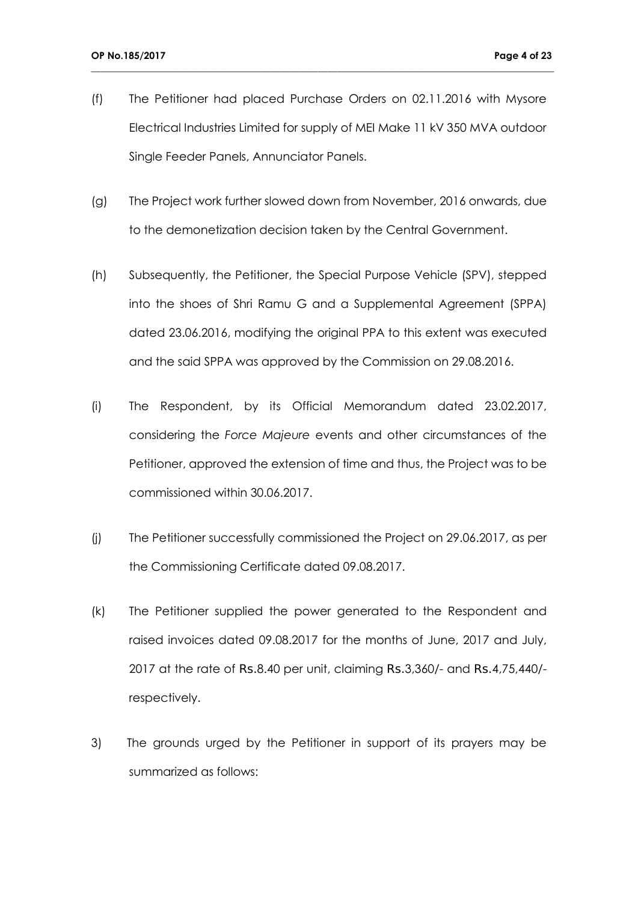(f) The Petitioner had placed Purchase Orders on 02.11.2016 with Mysore Electrical Industries Limited for supply of MEI Make 11 kV 350 MVA outdoor Single Feeder Panels, Annunciator Panels.

(g) The Project work further slowed down from November, 2016 onwards, due to the demonetization decision taken by the Central Government.

(h) Subsequently, the Petitioner, the Special Purpose Vehicle (SPV), stepped into the shoes of Shri Ramu G and a Supplemental Agreement (SPPA) dated 23.06.2016, modifying the original PPA to this extent was executed and the said SPPA was approved by the Commission on 29.08.2016.

(i) The Respondent, by its Official Memorandum dated 23.02.2017, considering the *Force Majeure* events and other circumstances of the Petitioner, approved the extension of time and thus, the Project was to be commissioned within 30.06.2017.

(j) The Petitioner successfully commissioned the Project on 29.06.2017, as per the Commissioning Certificate dated 09.08.2017.

(k) The Petitioner supplied the power generated to the Respondent and raised invoices dated 09.08.2017 for the months of June, 2017 and July, 2017 at the rate of Rs.8.40 per unit, claiming Rs.3,360/- and Rs.4,75,440/- respectively.

3) The grounds urged by the Petitioner in support of its prayers may be summarized as follows: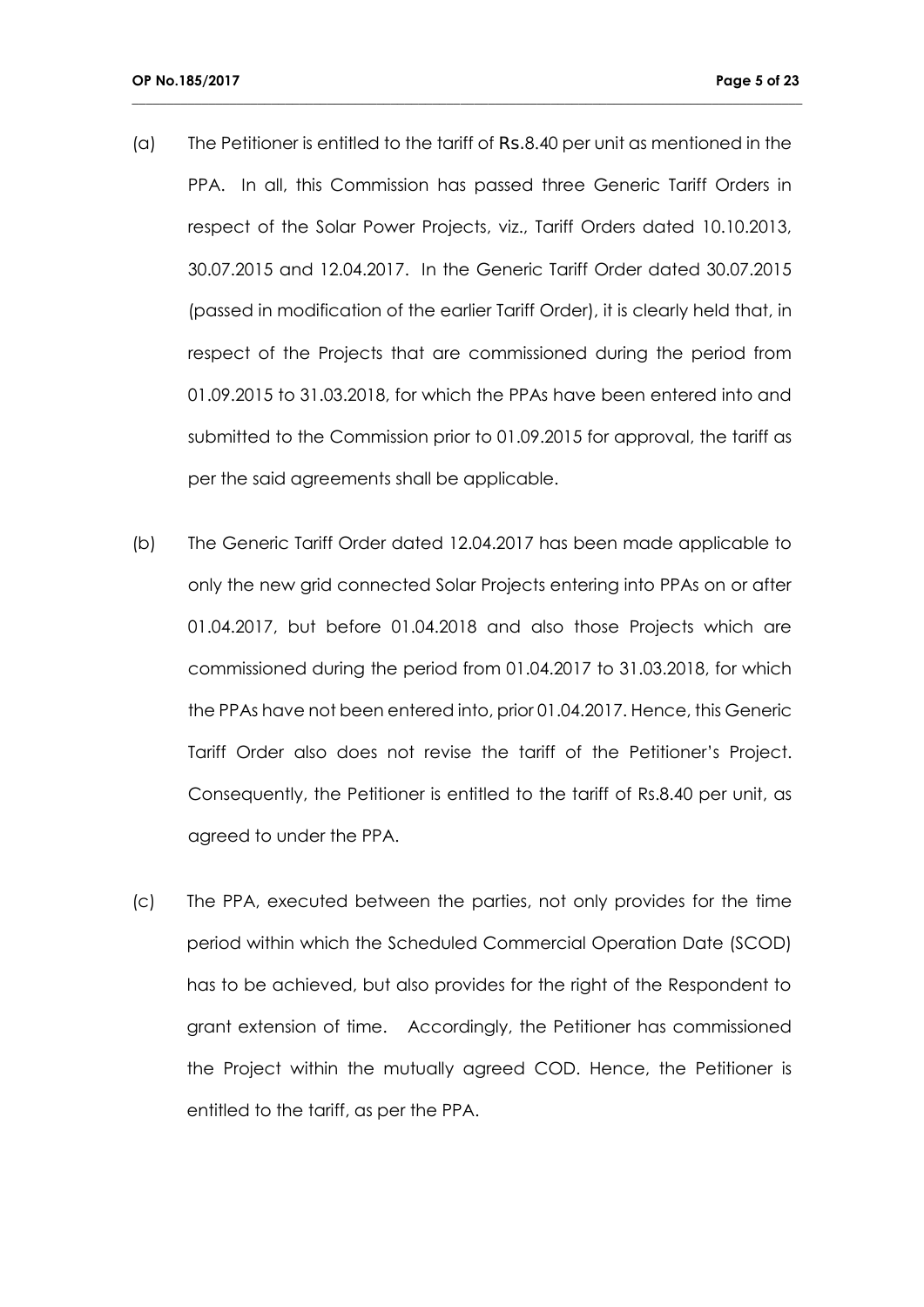(a) The Petitioner is entitled to the tariff of Rs.8.40 per unit as mentioned in the PPA. In all, this Commission has passed three Generic Tariff Orders in respect of the Solar Power Projects, viz., Tariff Orders dated 10.10.2013, 30.07.2015 and 12.04.2017. In the Generic Tariff Order dated 30.07.2015 (passed in modification of the earlier Tariff Order), it is clearly held that, in respect of the Projects that are commissioned during the period from 01.09.2015 to 31.03.2018, for which the PPAs have been entered into and submitted to the Commission prior to 01.09.2015 for approval, the tariff as per the said agreements shall be applicable.

(b) The Generic Tariff Order dated 12.04.2017 has been made applicable to only the new grid connected Solar Projects entering into PPAs on or after 01.04.2017, but before 01.04.2018 and also those Projects which are commissioned during the period from 01.04.2017 to 31.03.2018, for which the PPAs have not been entered into, prior 01.04.2017. Hence, this Generic Tariff Order also does not revise the tariff of the Petitioner's Project. Consequently, the Petitioner is entitled to the tariff of Rs.8.40 per unit, as agreed to under the PPA.

(c) The PPA, executed between the parties, not only provides for the time period within which the Scheduled Commercial Operation Date (SCOD) has to be achieved, but also provides for the right of the Respondent to grant extension of time. Accordingly, the Petitioner has commissioned the Project within the mutually agreed COD. Hence, the Petitioner is entitled to the tariff, as per the PPA.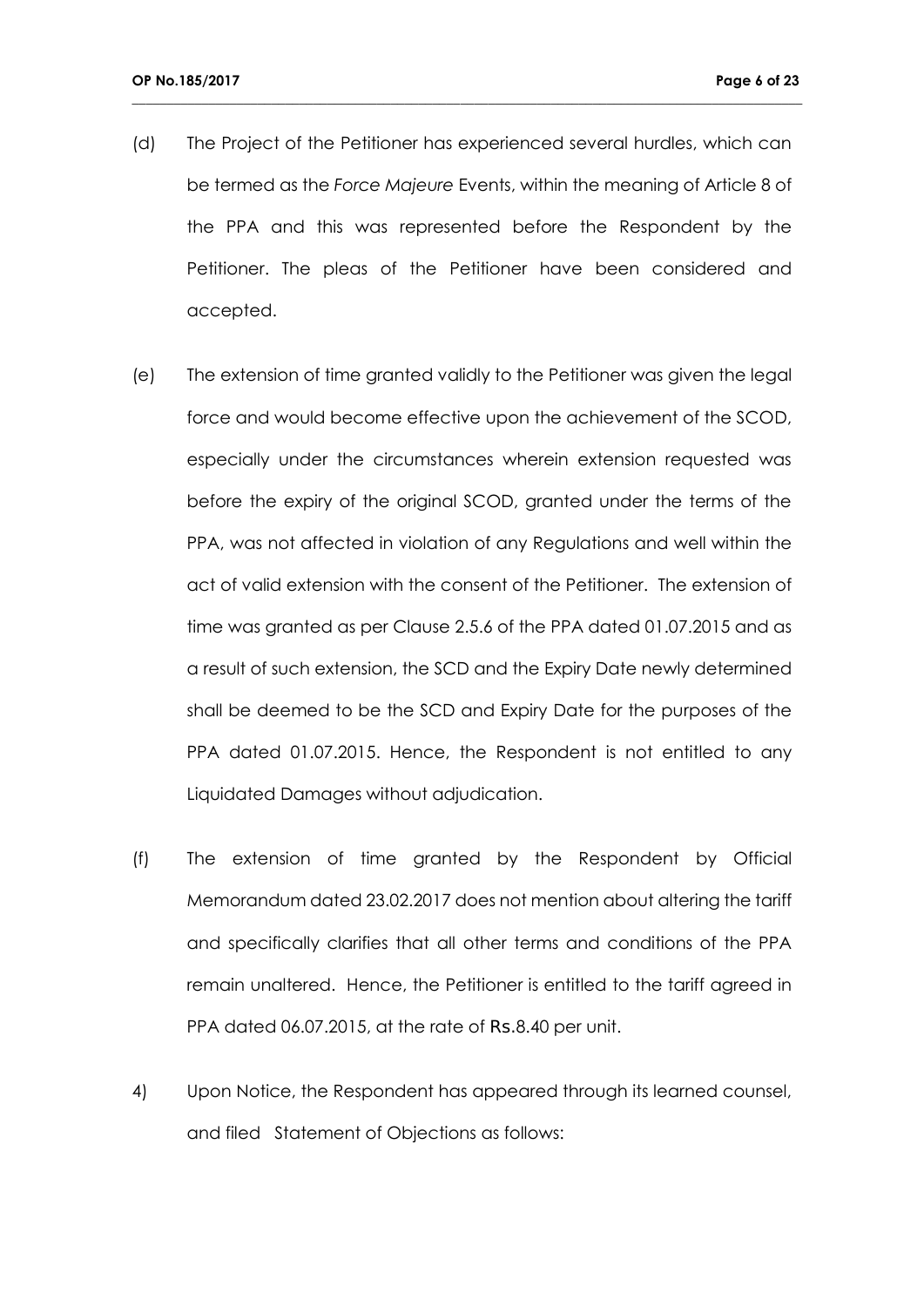(d) The Project of the Petitioner has experienced several hurdles, which can be termed as the *Force Majeure* Events, within the meaning of Article 8 of the PPA and this was represented before the Respondent by the Petitioner. The pleas of the Petitioner have been considered and accepted.

(e) The extension of time granted validly to the Petitioner was given the legal force and would become effective upon the achievement of the SCOD, especially under the circumstances wherein extension requested was before the expiry of the original SCOD, granted under the terms of the PPA, was not affected in violation of any Regulations and well within the act of valid extension with the consent of the Petitioner. The extension of time was granted as per Clause 2.5.6 of the PPA dated 01.07.2015 and as a result of such extension, the SCD and the Expiry Date newly determined shall be deemed to be the SCD and Expiry Date for the purposes of the PPA dated 01.07.2015. Hence, the Respondent is not entitled to any Liquidated Damages without adjudication.

(f) The extension of time granted by the Respondent by Official Memorandum dated 23.02.2017 does not mention about altering the tariff and specifically clarifies that all other terms and conditions of the PPA remain unaltered. Hence, the Petitioner is entitled to the tariff agreed in PPA dated 06.07.2015, at the rate of Rs.8.40 per unit.

4) Upon Notice, the Respondent has appeared through its learned counsel, and filed Statement of Objections as follows: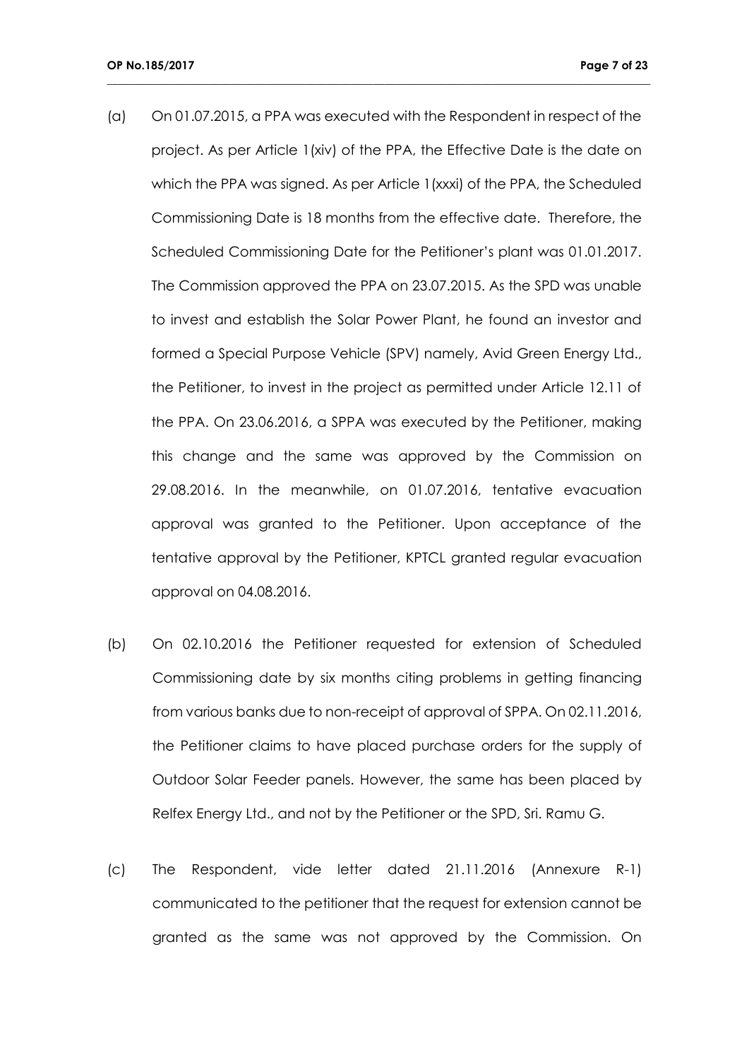(a) On 01.07.2015, a PPA was executed with the Respondent in respect of the project. As per Article 1(xiv) of the PPA, the Effective Date is the date on which the PPA was signed. As per Article 1(xxxi) of the PPA, the Scheduled Commissioning Date is 18 months from the effective date. Therefore, the Scheduled Commissioning Date for the Petitioner's plant was 01.01.2017. The Commission approved the PPA on 23.07.2015. As the SPD was unable to invest and establish the Solar Power Plant, he found an investor and formed a Special Purpose Vehicle (SPV) namely, Avid Green Energy Ltd., the Petitioner, to invest in the project as permitted under Article 12.11 of the PPA. On 23.06.2016, a SPPA was executed by the Petitioner, making this change and the same was approved by the Commission on 29.08.2016. In the meanwhile, on 01.07.2016, tentative evacuation approval was granted to the Petitioner. Upon acceptance of the tentative approval by the Petitioner, KPTCL granted regular evacuation approval on 04.08.2016.

(b) On 02.10.2016 the Petitioner requested for extension of Scheduled Commissioning date by six months citing problems in getting financing from various banks due to non-receipt of approval of SPPA. On 02.11.2016, the Petitioner claims to have placed purchase orders for the supply of Outdoor Solar Feeder panels. However, the same has been placed by Relfex Energy Ltd., and not by the Petitioner or the SPD, Sri. Ramu G.

(c) The Respondent, vide letter dated 21.11.2016 (Annexure R-1) communicated to the petitioner that the request for extension cannot be granted as the same was not approved by the Commission. On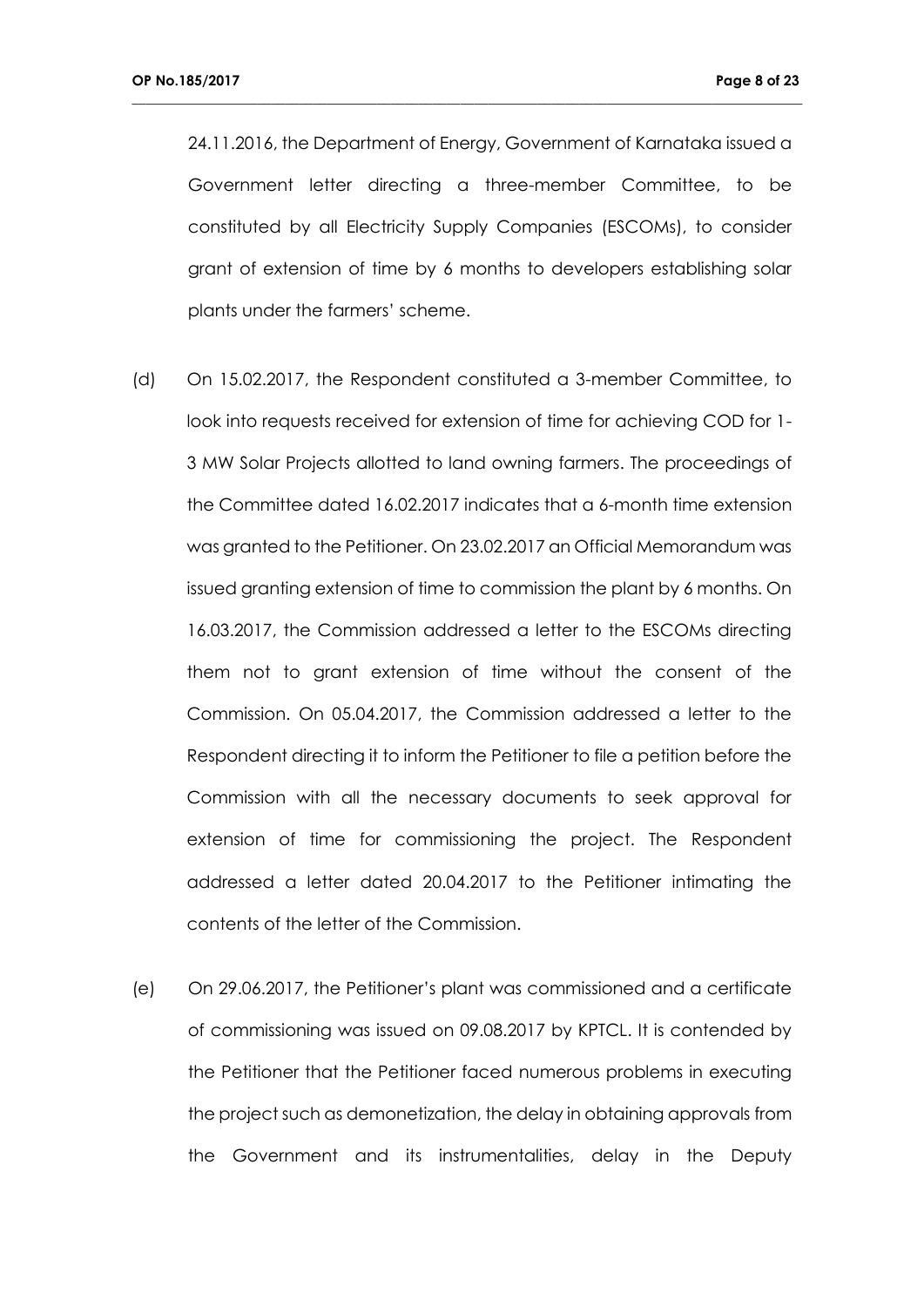24.11.2016, the Department of Energy, Government of Karnataka issued a Government letter directing a three-member Committee, to be constituted by all Electricity Supply Companies (ESCOMs), to consider grant of extension of time by 6 months to developers establishing solar plants under the farmers' scheme.

(d) On 15.02.2017, the Respondent constituted a 3-member Committee, to look into requests received for extension of time for achieving COD for 1-3 MW Solar Projects allotted to land owning farmers. The proceedings of the Committee dated 16.02.2017 indicates that a 6-month time extension was granted to the Petitioner. On 23.02.2017 an Official Memorandum was issued granting extension of time to commission the plant by 6 months. On 16.03.2017, the Commission addressed a letter to the ESCOMs directing them not to grant extension of time without the consent of the Commission. On 05.04.2017, the Commission addressed a letter to the Respondent directing it to inform the Petitioner to file a petition before the Commission with all the necessary documents to seek approval for extension of time for commissioning the project. The Respondent addressed a letter dated 20.04.2017 to the Petitioner intimating the contents of the letter of the Commission.

(e) On 29.06.2017, the Petitioner's plant was commissioned and a certificate of commissioning was issued on 09.08.2017 by KPTCL. It is contended by the Petitioner that the Petitioner faced numerous problems in executing the project such as demonetization, the delay in obtaining approvals from the Government and its instrumentalities, delay in the Deputy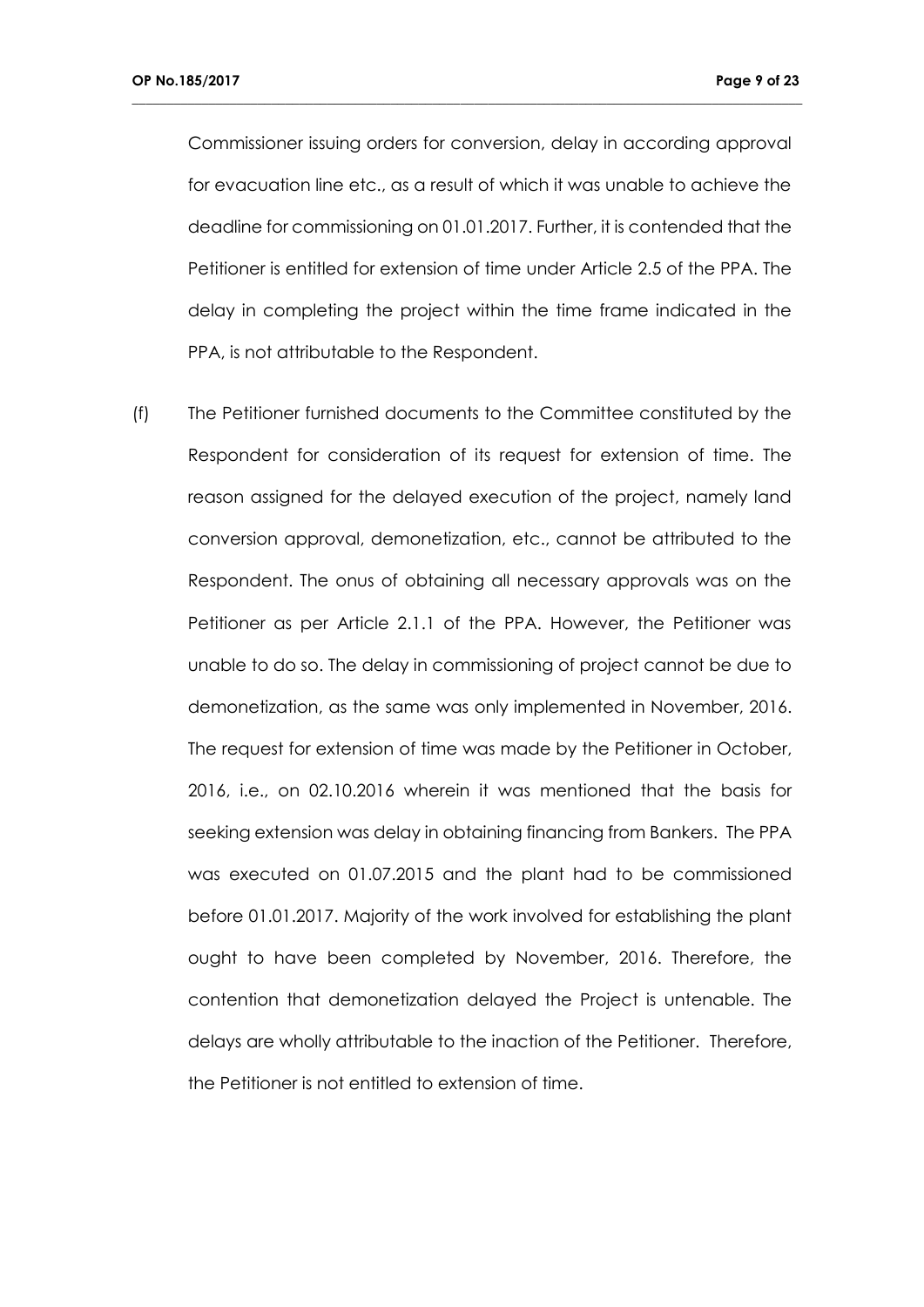Commissioner issuing orders for conversion, delay in according approval for evacuation line etc., as a result of which it was unable to achieve the deadline for commissioning on 01.01.2017. Further, it is contended that the Petitioner is entitled for extension of time under Article 2.5 of the PPA. The delay in completing the project within the time frame indicated in the PPA, is not attributable to the Respondent.

(f) The Petitioner furnished documents to the Committee constituted by the Respondent for consideration of its request for extension of time. The reason assigned for the delayed execution of the project, namely land conversion approval, demonetization, etc., cannot be attributed to the Respondent. The onus of obtaining all necessary approvals was on the Petitioner as per Article 2.1.1 of the PPA. However, the Petitioner was unable to do so. The delay in commissioning of project cannot be due to demonetization, as the same was only implemented in November, 2016. The request for extension of time was made by the Petitioner in October, 2016, i.e., on 02.10.2016 wherein it was mentioned that the basis for seeking extension was delay in obtaining financing from Bankers. The PPA was executed on 01.07.2015 and the plant had to be commissioned before 01.01.2017. Majority of the work involved for establishing the plant ought to have been completed by November, 2016. Therefore, the contention that demonetization delayed the Project is untenable. The delays are wholly attributable to the inaction of the Petitioner. Therefore, the Petitioner is not entitled to extension of time.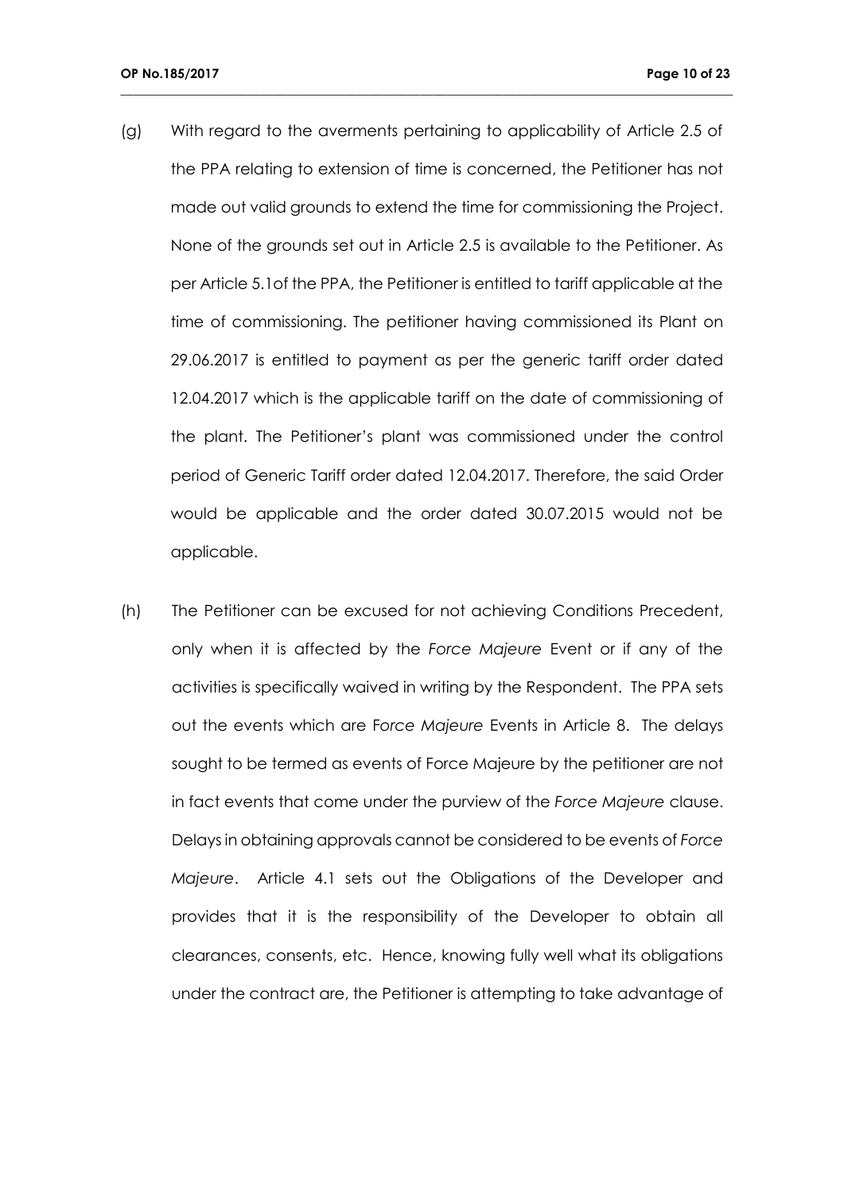(g) With regard to the averments pertaining to applicability of Article 2.5 of the PPA relating to extension of time is concerned, the Petitioner has not made out valid grounds to extend the time for commissioning the Project. None of the grounds set out in Article 2.5 is available to the Petitioner. As per Article 5.1of the PPA, the Petitioner is entitled to tariff applicable at the time of commissioning. The petitioner having commissioned its Plant on 29.06.2017 is entitled to payment as per the generic tariff order dated 12.04.2017 which is the applicable tariff on the date of commissioning of the plant. The Petitioner's plant was commissioned under the control period of Generic Tariff order dated 12.04.2017. Therefore, the said Order would be applicable and the order dated 30.07.2015 would not be applicable.

(h) The Petitioner can be excused for not achieving Conditions Precedent, only when it is affected by the *Force Majeure* Event or if any of the activities is specifically waived in writing by the Respondent. The PPA sets out the events which are F*orce Majeure* Events in Article 8. The delays sought to be termed as events of Force Majeure by the petitioner are not in fact events that come under the purview of the *Force Majeure* clause. Delays in obtaining approvals cannot be considered to be events of *Force Majeure*. Article 4.1 sets out the Obligations of the Developer and provides that it is the responsibility of the Developer to obtain all clearances, consents, etc. Hence, knowing fully well what its obligations under the contract are, the Petitioner is attempting to take advantage of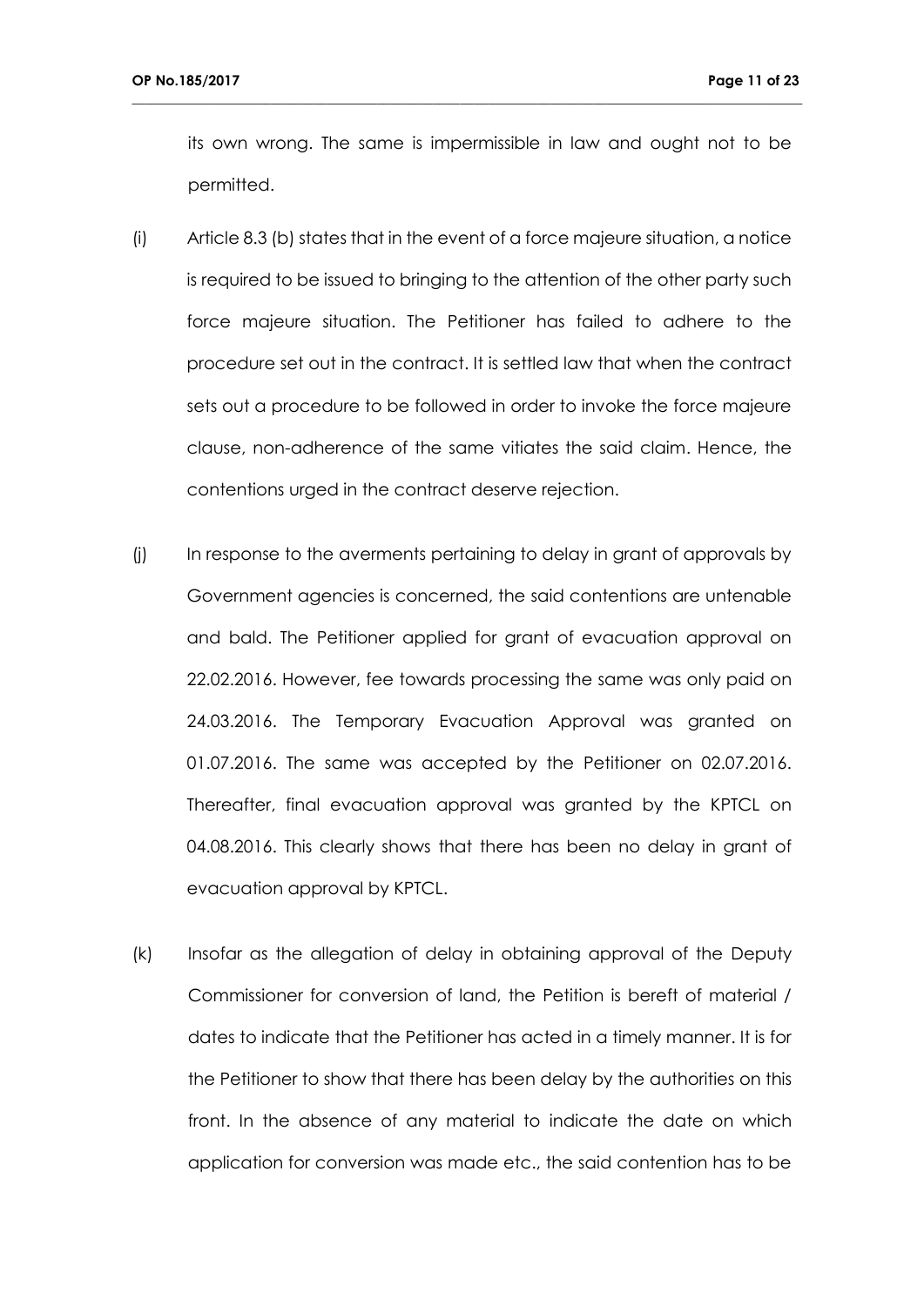its own wrong. The same is impermissible in law and ought not to be permitted.

(i) Article 8.3 (b) states that in the event of a force majeure situation, a notice is required to be issued to bringing to the attention of the other party such force majeure situation. The Petitioner has failed to adhere to the procedure set out in the contract. It is settled law that when the contract sets out a procedure to be followed in order to invoke the force majeure clause, non-adherence of the same vitiates the said claim. Hence, the contentions urged in the contract deserve rejection.

(j) In response to the averments pertaining to delay in grant of approvals by Government agencies is concerned, the said contentions are untenable and bald. The Petitioner applied for grant of evacuation approval on 22.02.2016. However, fee towards processing the same was only paid on 24.03.2016. The Temporary Evacuation Approval was granted on 01.07.2016. The same was accepted by the Petitioner on 02.07.2016. Thereafter, final evacuation approval was granted by the KPTCL on 04.08.2016. This clearly shows that there has been no delay in grant of evacuation approval by KPTCL.

(k) Insofar as the allegation of delay in obtaining approval of the Deputy Commissioner for conversion of land, the Petition is bereft of material / dates to indicate that the Petitioner has acted in a timely manner. It is for the Petitioner to show that there has been delay by the authorities on this front. In the absence of any material to indicate the date on which application for conversion was made etc., the said contention has to be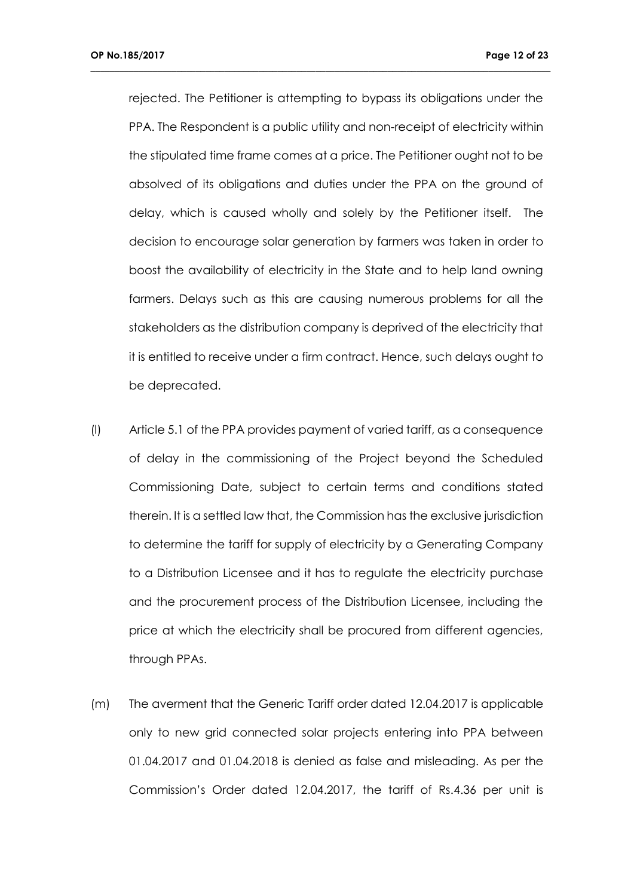rejected. The Petitioner is attempting to bypass its obligations under the PPA. The Respondent is a public utility and non-receipt of electricity within the stipulated time frame comes at a price. The Petitioner ought not to be absolved of its obligations and duties under the PPA on the ground of delay, which is caused wholly and solely by the Petitioner itself. The decision to encourage solar generation by farmers was taken in order to boost the availability of electricity in the State and to help land owning farmers. Delays such as this are causing numerous problems for all the stakeholders as the distribution company is deprived of the electricity that it is entitled to receive under a firm contract. Hence, such delays ought to be deprecated.

(l) Article 5.1 of the PPA provides payment of varied tariff, as a consequence of delay in the commissioning of the Project beyond the Scheduled Commissioning Date, subject to certain terms and conditions stated therein. It is a settled law that, the Commission has the exclusive jurisdiction to determine the tariff for supply of electricity by a Generating Company to a Distribution Licensee and it has to regulate the electricity purchase and the procurement process of the Distribution Licensee, including the price at which the electricity shall be procured from different agencies, through PPAs.

(m) The averment that the Generic Tariff order dated 12.04.2017 is applicable only to new grid connected solar projects entering into PPA between 01.04.2017 and 01.04.2018 is denied as false and misleading. As per the Commission's Order dated 12.04.2017, the tariff of Rs.4.36 per unit is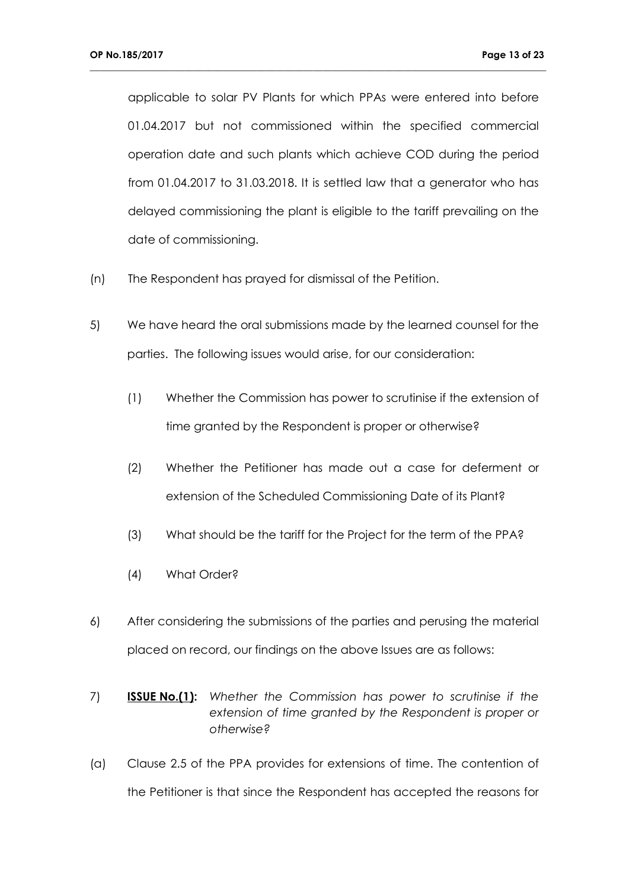applicable to solar PV Plants for which PPAs were entered into before 01.04.2017 but not commissioned within the specified commercial operation date and such plants which achieve COD during the period from 01.04.2017 to 31.03.2018. It is settled law that a generator who has delayed commissioning the plant is eligible to the tariff prevailing on the date of commissioning.

(n) The Respondent has prayed for dismissal of the Petition.

5) We have heard the oral submissions made by the learned counsel for the parties. The following issues would arise, for our consideration:

   (1) Whether the Commission has power to scrutinise if the extension of time granted by the Respondent is proper or otherwise?

   (2) Whether the Petitioner has made out a case for deferment or extension of the Scheduled Commissioning Date of its Plant?

   (3) What should be the tariff for the Project for the term of the PPA?

   (4) What Order?

6) After considering the submissions of the parties and perusing the material placed on record, our findings on the above Issues are as follows:

7) **<u>ISSUE No.(1)</u>:** *Whether the Commission has power to scrutinise if the extension of time granted by the Respondent is proper or otherwise?*

(a) Clause 2.5 of the PPA provides for extensions of time. The contention of the Petitioner is that since the Respondent has accepted the reasons for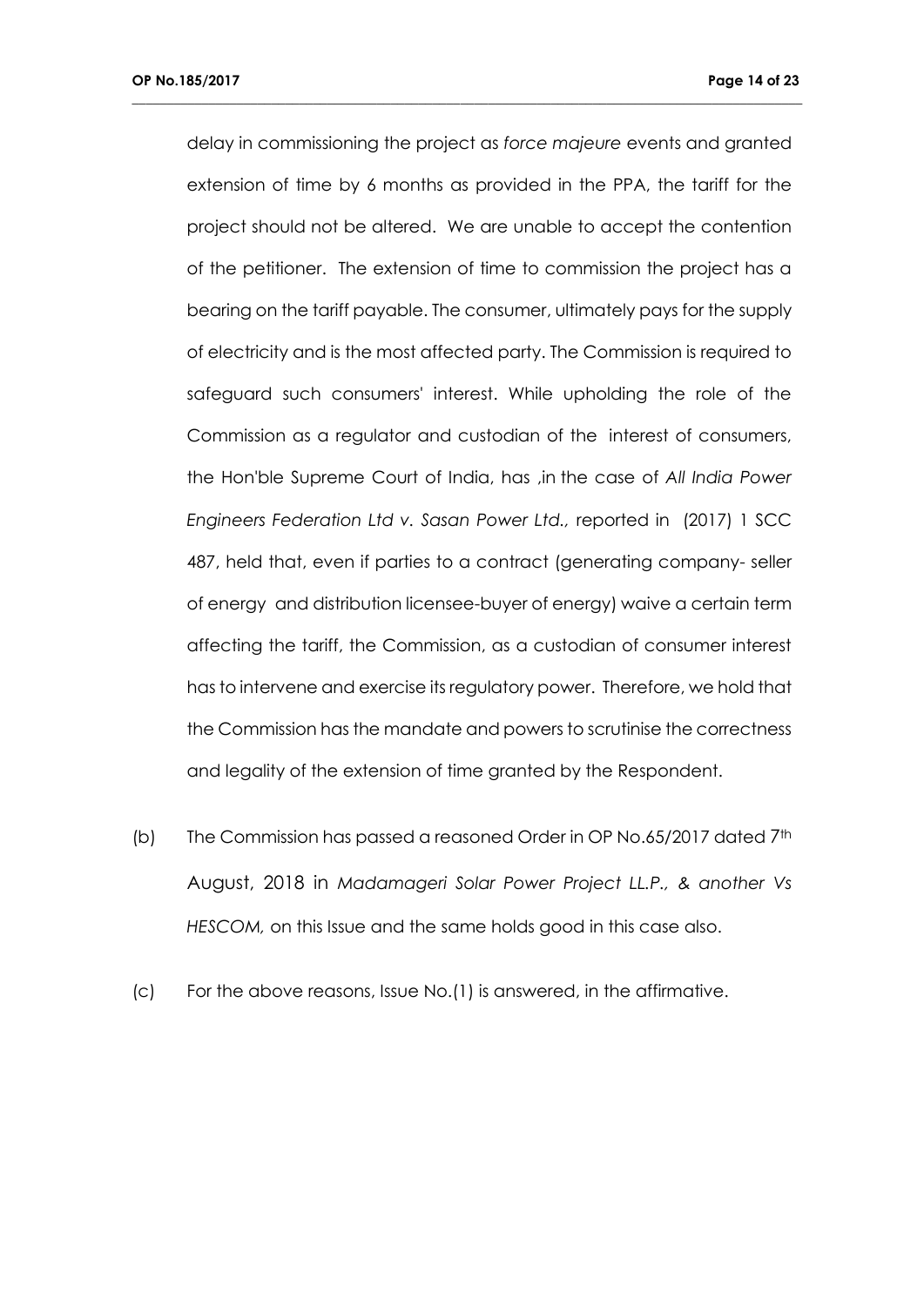delay in commissioning the project as *force majeure* events and granted extension of time by 6 months as provided in the PPA, the tariff for the project should not be altered. We are unable to accept the contention of the petitioner. The extension of time to commission the project has a bearing on the tariff payable. The consumer, ultimately pays for the supply of electricity and is the most affected party. The Commission is required to safeguard such consumers' interest. While upholding the role of the Commission as a regulator and custodian of the interest of consumers, the Hon'ble Supreme Court of India, has ,in the case of *All India Power Engineers Federation Ltd v. Sasan Power Ltd.,* reported in (2017) 1 SCC 487, held that, even if parties to a contract (generating company- seller of energy and distribution licensee-buyer of energy) waive a certain term affecting the tariff, the Commission, as a custodian of consumer interest has to intervene and exercise its regulatory power. Therefore, we hold that the Commission has the mandate and powers to scrutinise the correctness and legality of the extension of time granted by the Respondent.

(b) The Commission has passed a reasoned Order in OP No.65/2017 dated 7th August, 2018 in *Madamageri Solar Power Project LL.P., & another Vs HESCOM,* on this Issue and the same holds good in this case also.

(c) For the above reasons, Issue No.(1) is answered, in the affirmative.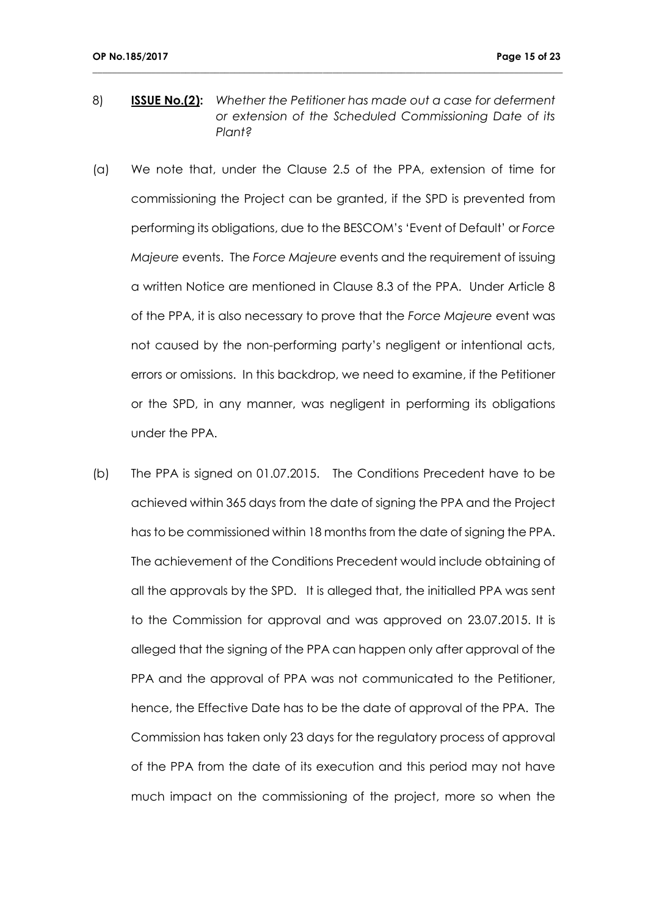8) **ISSUE No.(2):** *Whether the Petitioner has made out a case for deferment or extension of the Scheduled Commissioning Date of its Plant?*

(a) We note that, under the Clause 2.5 of the PPA, extension of time for commissioning the Project can be granted, if the SPD is prevented from performing its obligations, due to the BESCOM's 'Event of Default' or *Force Majeure* events. The *Force Majeure* events and the requirement of issuing a written Notice are mentioned in Clause 8.3 of the PPA. Under Article 8 of the PPA, it is also necessary to prove that the *Force Majeure* event was not caused by the non-performing party's negligent or intentional acts, errors or omissions. In this backdrop, we need to examine, if the Petitioner or the SPD, in any manner, was negligent in performing its obligations under the PPA.

(b) The PPA is signed on 01.07.2015. The Conditions Precedent have to be achieved within 365 days from the date of signing the PPA and the Project has to be commissioned within 18 months from the date of signing the PPA. The achievement of the Conditions Precedent would include obtaining of all the approvals by the SPD. It is alleged that, the initialled PPA was sent to the Commission for approval and was approved on 23.07.2015. It is alleged that the signing of the PPA can happen only after approval of the PPA and the approval of PPA was not communicated to the Petitioner, hence, the Effective Date has to be the date of approval of the PPA. The Commission has taken only 23 days for the regulatory process of approval of the PPA from the date of its execution and this period may not have much impact on the commissioning of the project, more so when the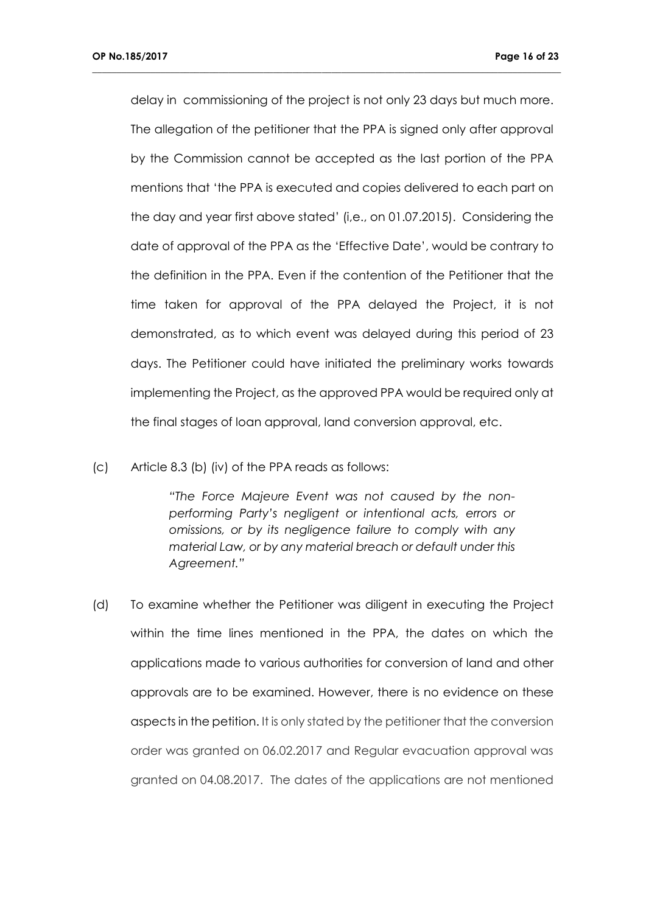delay in commissioning of the project is not only 23 days but much more. The allegation of the petitioner that the PPA is signed only after approval by the Commission cannot be accepted as the last portion of the PPA mentions that 'the PPA is executed and copies delivered to each part on the day and year first above stated' (i,e., on 01.07.2015). Considering the date of approval of the PPA as the 'Effective Date', would be contrary to the definition in the PPA. Even if the contention of the Petitioner that the time taken for approval of the PPA delayed the Project, it is not demonstrated, as to which event was delayed during this period of 23 days. The Petitioner could have initiated the preliminary works towards implementing the Project, as the approved PPA would be required only at the final stages of loan approval, land conversion approval, etc.

(c) Article 8.3 (b) (iv) of the PPA reads as follows:

> *"The Force Majeure Event was not caused by the non-performing Party's negligent or intentional acts, errors or omissions, or by its negligence failure to comply with any material Law, or by any material breach or default under this Agreement."*

(d) To examine whether the Petitioner was diligent in executing the Project within the time lines mentioned in the PPA, the dates on which the applications made to various authorities for conversion of land and other approvals are to be examined. However, there is no evidence on these aspects in the petition. It is only stated by the petitioner that the conversion order was granted on 06.02.2017 and Regular evacuation approval was granted on 04.08.2017. The dates of the applications are not mentioned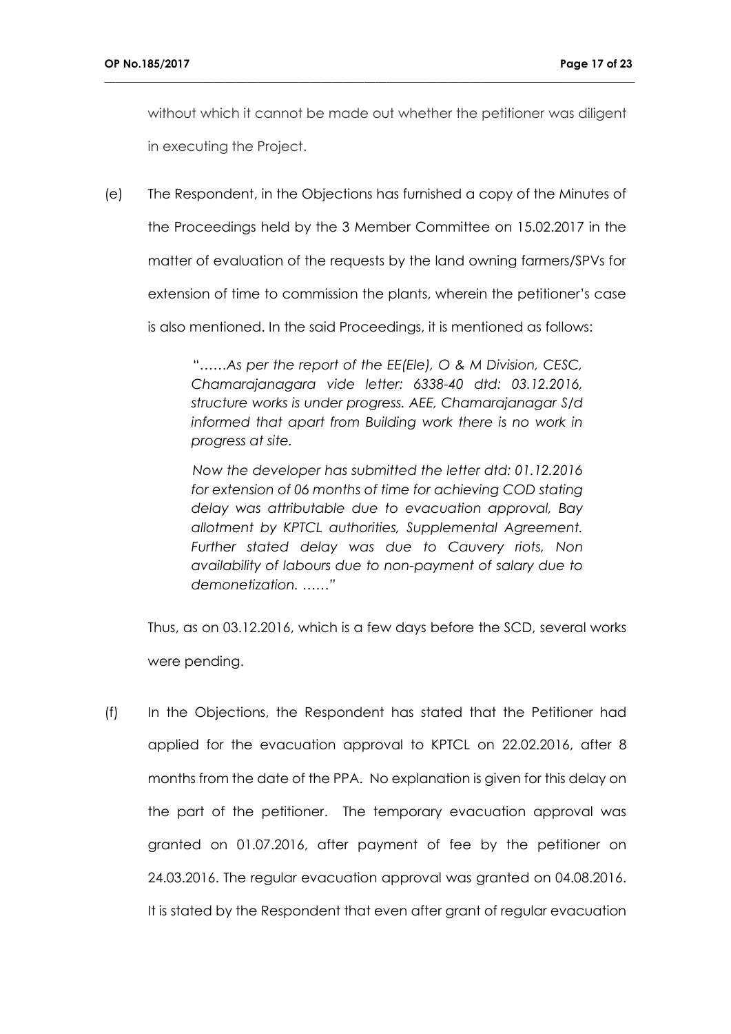without which it cannot be made out whether the petitioner was diligent in executing the Project.

(e) The Respondent, in the Objections has furnished a copy of the Minutes of the Proceedings held by the 3 Member Committee on 15.02.2017 in the matter of evaluation of the requests by the land owning farmers/SPVs for extension of time to commission the plants, wherein the petitioner's case is also mentioned. In the said Proceedings, it is mentioned as follows:

> "……*As per the report of the EE(Ele), O & M Division, CESC, Chamarajanagara vide letter: 6338-40 dtd: 03.12.2016, structure works is under progress. AEE, Chamarajanagar S/d informed that apart from Building work there is no work in progress at site.*
>
> *Now the developer has submitted the letter dtd: 01.12.2016 for extension of 06 months of time for achieving COD stating delay was attributable due to evacuation approval, Bay allotment by KPTCL authorities, Supplemental Agreement. Further stated delay was due to Cauvery riots, Non availability of labours due to non-payment of salary due to demonetization.* ……"

Thus, as on 03.12.2016, which is a few days before the SCD, several works were pending.

(f) In the Objections, the Respondent has stated that the Petitioner had applied for the evacuation approval to KPTCL on 22.02.2016, after 8 months from the date of the PPA. No explanation is given for this delay on the part of the petitioner. The temporary evacuation approval was granted on 01.07.2016, after payment of fee by the petitioner on 24.03.2016. The regular evacuation approval was granted on 04.08.2016. It is stated by the Respondent that even after grant of regular evacuation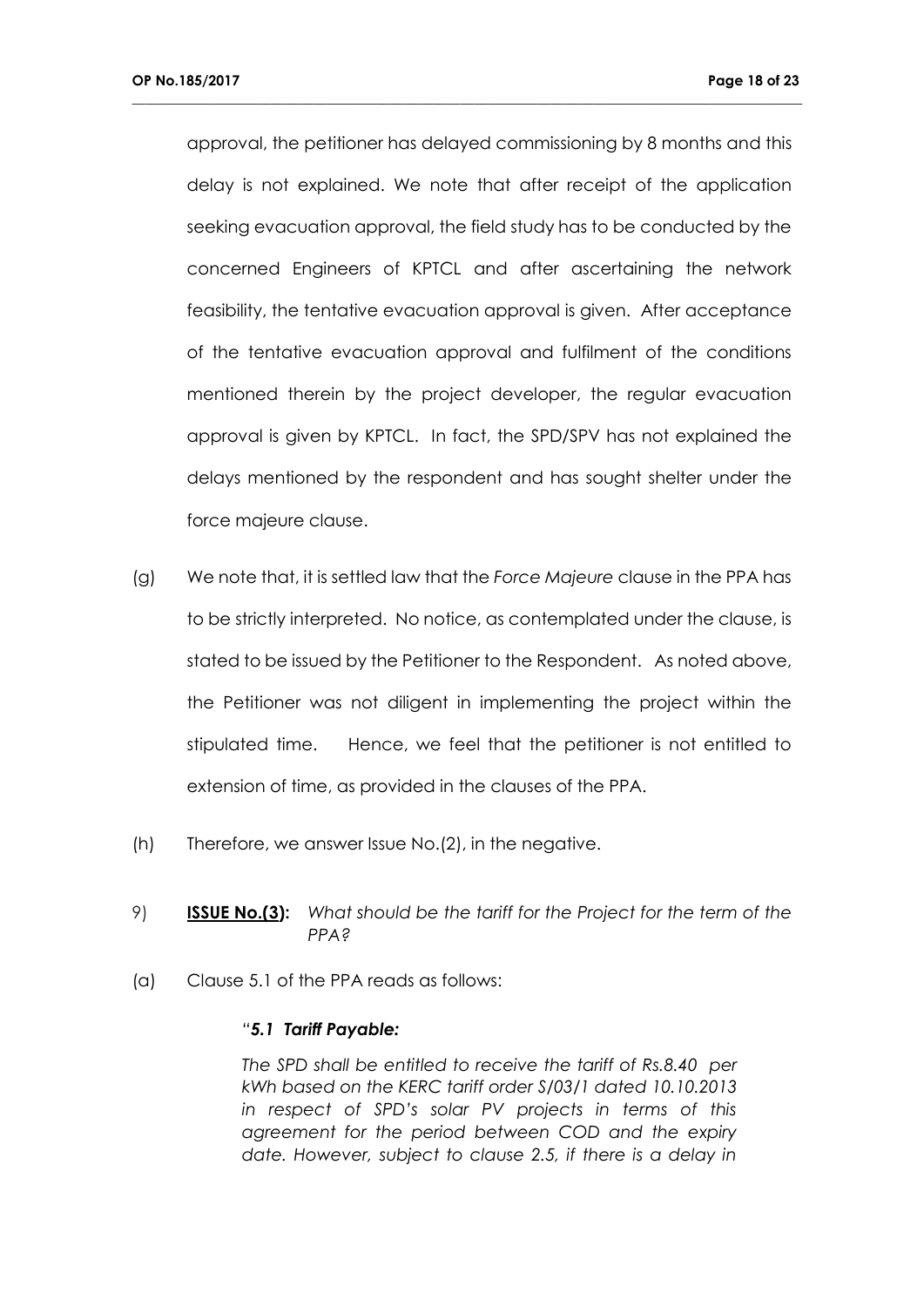approval, the petitioner has delayed commissioning by 8 months and this delay is not explained. We note that after receipt of the application seeking evacuation approval, the field study has to be conducted by the concerned Engineers of KPTCL and after ascertaining the network feasibility, the tentative evacuation approval is given. After acceptance of the tentative evacuation approval and fulfilment of the conditions mentioned therein by the project developer, the regular evacuation approval is given by KPTCL. In fact, the SPD/SPV has not explained the delays mentioned by the respondent and has sought shelter under the force majeure clause.

(g) We note that, it is settled law that the *Force Majeure* clause in the PPA has to be strictly interpreted. No notice, as contemplated under the clause, is stated to be issued by the Petitioner to the Respondent. As noted above, the Petitioner was not diligent in implementing the project within the stipulated time. Hence, we feel that the petitioner is not entitled to extension of time, as provided in the clauses of the PPA.

(h) Therefore, we answer Issue No.(2), in the negative.

9) **ISSUE No.(3):** *What should be the tariff for the Project for the term of the PPA?*

(a) Clause 5.1 of the PPA reads as follows:

> *"**5.1 Tariff Payable:***
>
> *The SPD shall be entitled to receive the tariff of Rs.8.40 per kWh based on the KERC tariff order S/03/1 dated 10.10.2013 in respect of SPD's solar PV projects in terms of this agreement for the period between COD and the expiry date. However, subject to clause 2.5, if there is a delay in*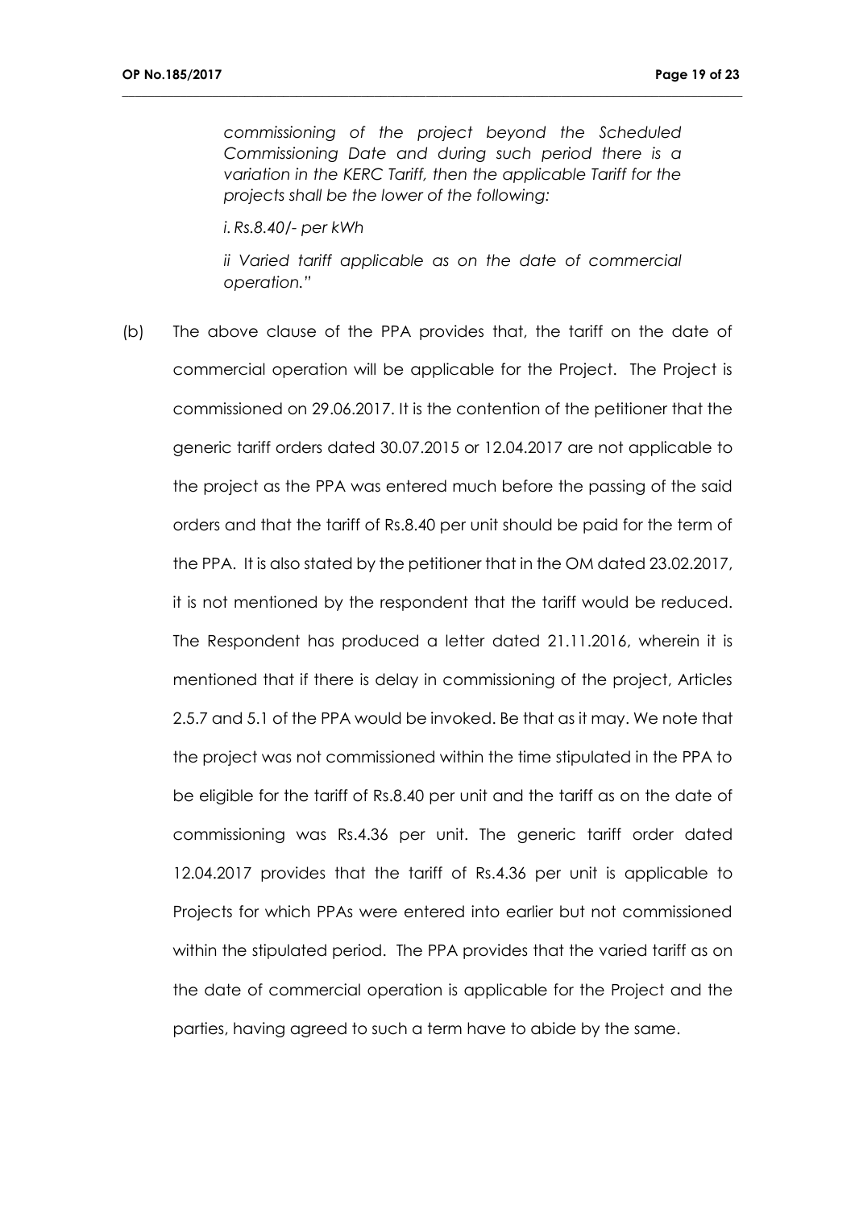*commissioning of the project beyond the Scheduled Commissioning Date and during such period there is a variation in the KERC Tariff, then the applicable Tariff for the projects shall be the lower of the following:*

*i. Rs.8.40/- per kWh*

*ii Varied tariff applicable as on the date of commercial operation."*

(b) The above clause of the PPA provides that, the tariff on the date of commercial operation will be applicable for the Project. The Project is commissioned on 29.06.2017. It is the contention of the petitioner that the generic tariff orders dated 30.07.2015 or 12.04.2017 are not applicable to the project as the PPA was entered much before the passing of the said orders and that the tariff of Rs.8.40 per unit should be paid for the term of the PPA. It is also stated by the petitioner that in the OM dated 23.02.2017, it is not mentioned by the respondent that the tariff would be reduced. The Respondent has produced a letter dated 21.11.2016, wherein it is mentioned that if there is delay in commissioning of the project, Articles 2.5.7 and 5.1 of the PPA would be invoked. Be that as it may. We note that the project was not commissioned within the time stipulated in the PPA to be eligible for the tariff of Rs.8.40 per unit and the tariff as on the date of commissioning was Rs.4.36 per unit. The generic tariff order dated 12.04.2017 provides that the tariff of Rs.4.36 per unit is applicable to Projects for which PPAs were entered into earlier but not commissioned within the stipulated period. The PPA provides that the varied tariff as on the date of commercial operation is applicable for the Project and the parties, having agreed to such a term have to abide by the same.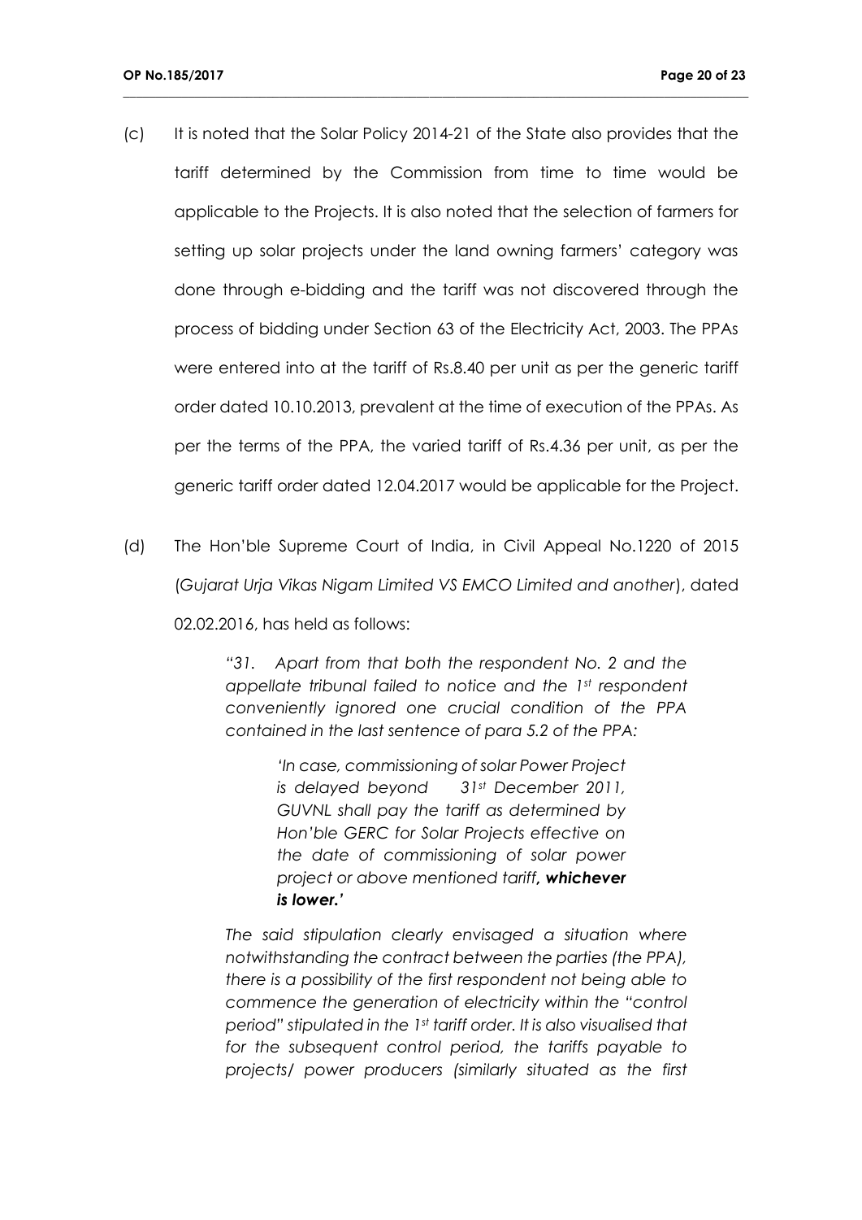(c) It is noted that the Solar Policy 2014-21 of the State also provides that the tariff determined by the Commission from time to time would be applicable to the Projects. It is also noted that the selection of farmers for setting up solar projects under the land owning farmers' category was done through e-bidding and the tariff was not discovered through the process of bidding under Section 63 of the Electricity Act, 2003. The PPAs were entered into at the tariff of Rs.8.40 per unit as per the generic tariff order dated 10.10.2013, prevalent at the time of execution of the PPAs. As per the terms of the PPA, the varied tariff of Rs.4.36 per unit, as per the generic tariff order dated 12.04.2017 would be applicable for the Project.

(d) The Hon'ble Supreme Court of India, in Civil Appeal No.1220 of 2015 (*Gujarat Urja Vikas Nigam Limited VS EMCO Limited and another*), dated 02.02.2016, has held as follows:

> *"31. Apart from that both the respondent No. 2 and the appellate tribunal failed to notice and the 1st respondent conveniently ignored one crucial condition of the PPA contained in the last sentence of para 5.2 of the PPA:*
>
> > *'In case, commissioning of solar Power Project is delayed beyond 31st December 2011, GUVNL shall pay the tariff as determined by Hon'ble GERC for Solar Projects effective on the date of commissioning of solar power project or above mentioned tariff,* ***whichever is lower.****'*
>
> *The said stipulation clearly envisaged a situation where notwithstanding the contract between the parties (the PPA), there is a possibility of the first respondent not being able to commence the generation of electricity within the "control period" stipulated in the 1st tariff order. It is also visualised that for the subsequent control period, the tariffs payable to projects/ power producers (similarly situated as the first*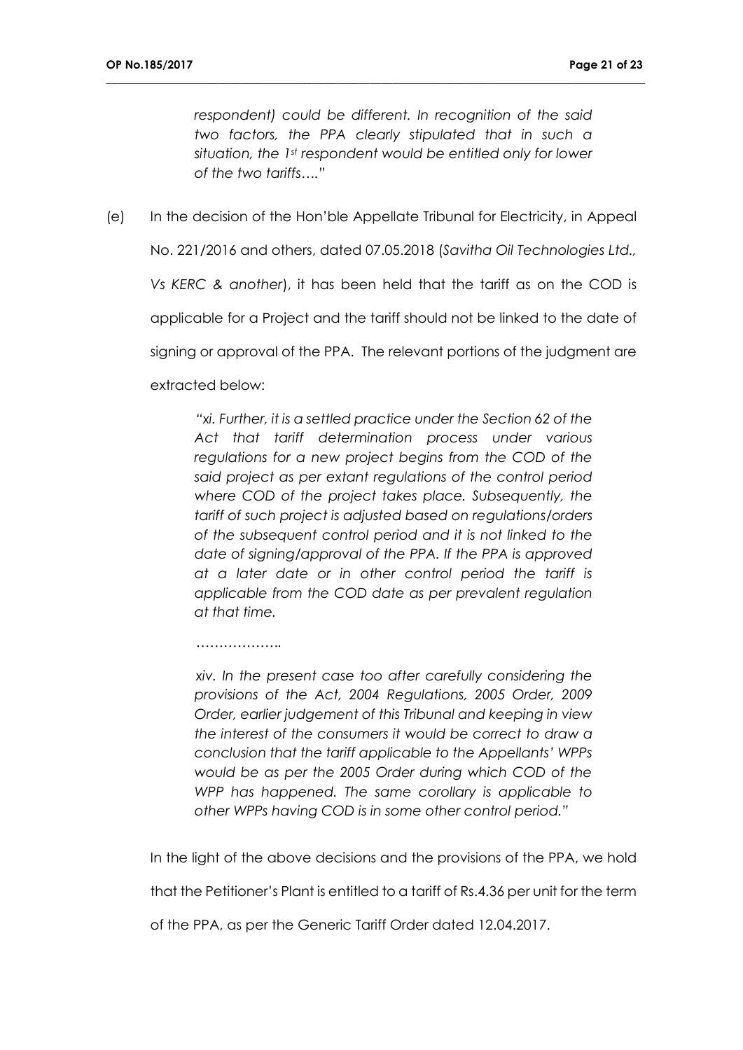*respondent) could be different. In recognition of the said two factors, the PPA clearly stipulated that in such a situation, the 1st respondent would be entitled only for lower of the two tariffs…."*

(e) In the decision of the Hon'ble Appellate Tribunal for Electricity, in Appeal No. 221/2016 and others, dated 07.05.2018 (*Savitha Oil Technologies Ltd., Vs KERC & another*), it has been held that the tariff as on the COD is applicable for a Project and the tariff should not be linked to the date of signing or approval of the PPA. The relevant portions of the judgment are extracted below:

> *"xi. Further, it is a settled practice under the Section 62 of the Act that tariff determination process under various regulations for a new project begins from the COD of the said project as per extant regulations of the control period where COD of the project takes place. Subsequently, the tariff of such project is adjusted based on regulations/orders of the subsequent control period and it is not linked to the date of signing/approval of the PPA. If the PPA is approved at a later date or in other control period the tariff is applicable from the COD date as per prevalent regulation at that time.*
>
> ……………….
>
> *xiv. In the present case too after carefully considering the provisions of the Act, 2004 Regulations, 2005 Order, 2009 Order, earlier judgement of this Tribunal and keeping in view the interest of the consumers it would be correct to draw a conclusion that the tariff applicable to the Appellants' WPPs would be as per the 2005 Order during which COD of the WPP has happened. The same corollary is applicable to other WPPs having COD is in some other control period."*

In the light of the above decisions and the provisions of the PPA, we hold that the Petitioner's Plant is entitled to a tariff of Rs.4.36 per unit for the term of the PPA, as per the Generic Tariff Order dated 12.04.2017.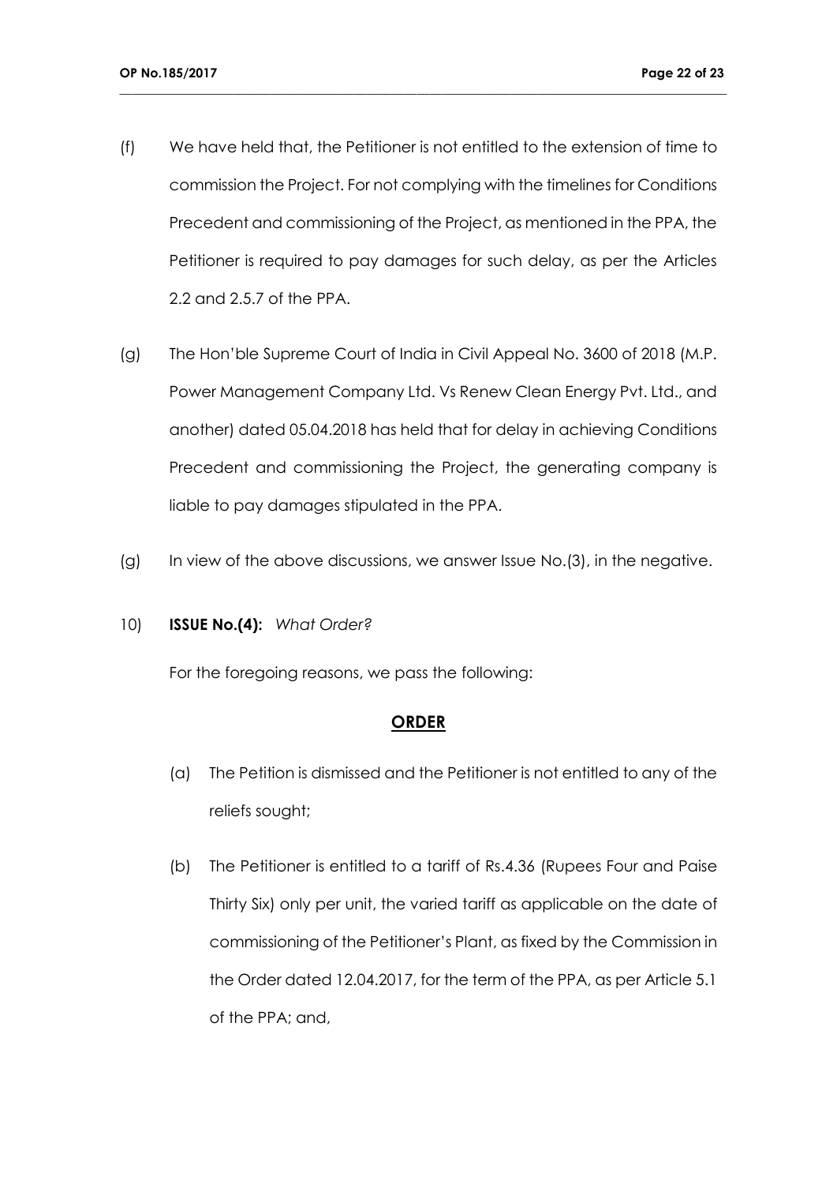(f) We have held that, the Petitioner is not entitled to the extension of time to commission the Project. For not complying with the timelines for Conditions Precedent and commissioning of the Project, as mentioned in the PPA, the Petitioner is required to pay damages for such delay, as per the Articles 2.2 and 2.5.7 of the PPA.

(g) The Hon'ble Supreme Court of India in Civil Appeal No. 3600 of 2018 (M.P. Power Management Company Ltd. Vs Renew Clean Energy Pvt. Ltd., and another) dated 05.04.2018 has held that for delay in achieving Conditions Precedent and commissioning the Project, the generating company is liable to pay damages stipulated in the PPA.

(g) In view of the above discussions, we answer Issue No.(3), in the negative.

10) **ISSUE No.(4):** *What Order?*

For the foregoing reasons, we pass the following:

**ORDER**

(a) The Petition is dismissed and the Petitioner is not entitled to any of the reliefs sought;

(b) The Petitioner is entitled to a tariff of Rs.4.36 (Rupees Four and Paise Thirty Six) only per unit, the varied tariff as applicable on the date of commissioning of the Petitioner's Plant, as fixed by the Commission in the Order dated 12.04.2017, for the term of the PPA, as per Article 5.1 of the PPA; and,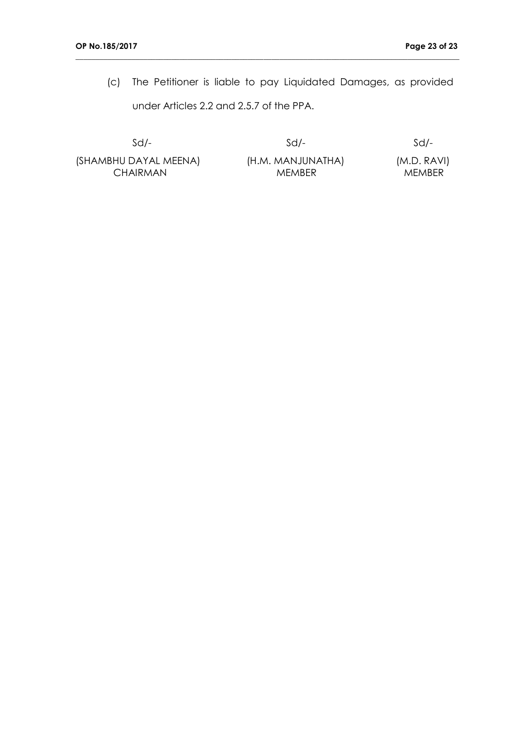(c) The Petitioner is liable to pay Liquidated Damages, as provided under Articles 2.2 and 2.5.7 of the PPA.

| | | |
|---|---|---|
| Sd/- | Sd/- | Sd/- |
| (SHAMBHU DAYAL MEENA) CHAIRMAN | (H.M. MANJUNATHA) MEMBER | (M.D. RAVI) MEMBER |